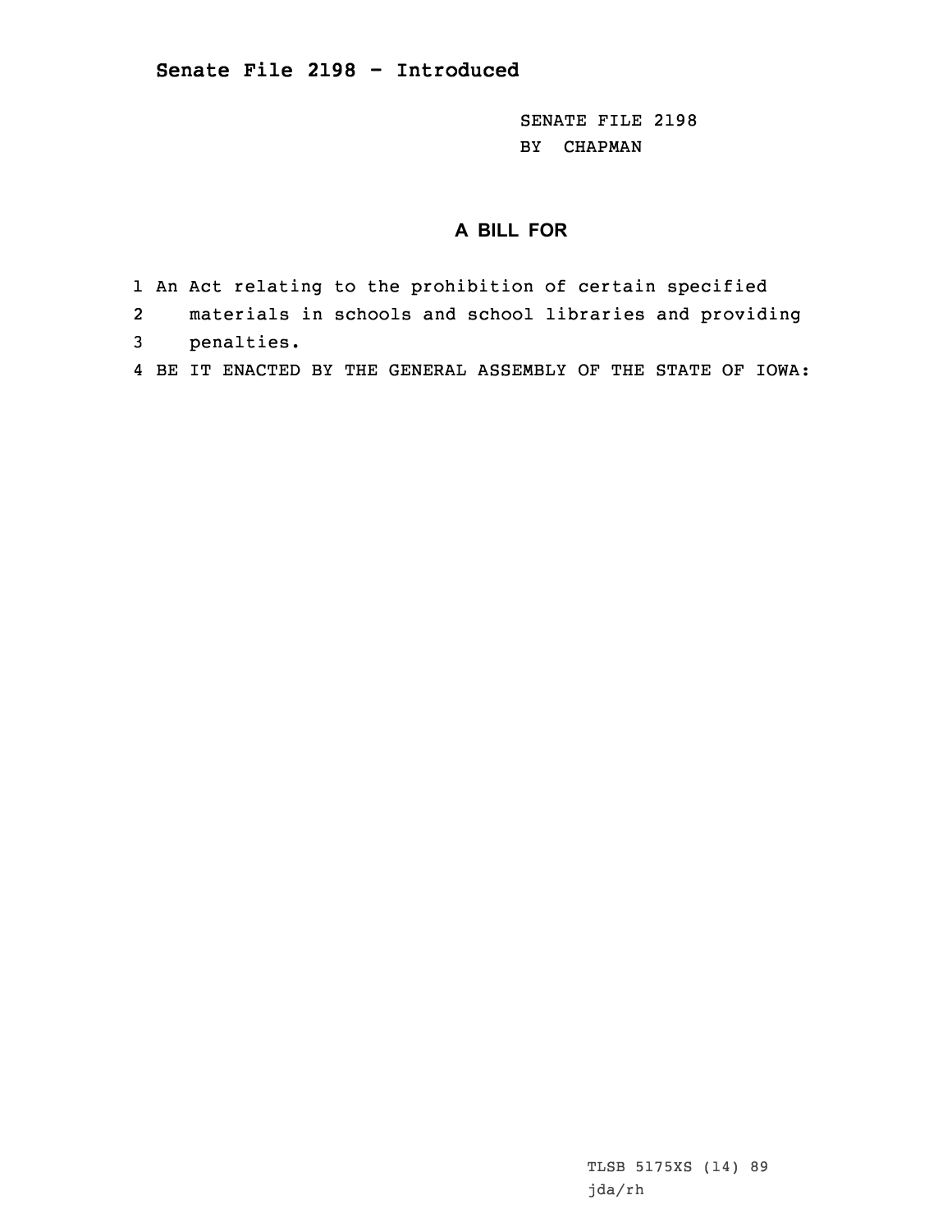**Senate File 2198 - Introduced**

SENATE FILE 2198
BY CHAPMAN

## A BILL FOR

1 An Act relating to the prohibition of certain specified
2 materials in schools and school libraries and providing
3 penalties.
4 BE IT ENACTED BY THE GENERAL ASSEMBLY OF THE STATE OF IOWA:

TLSB 5175XS (14) 89
jda/rh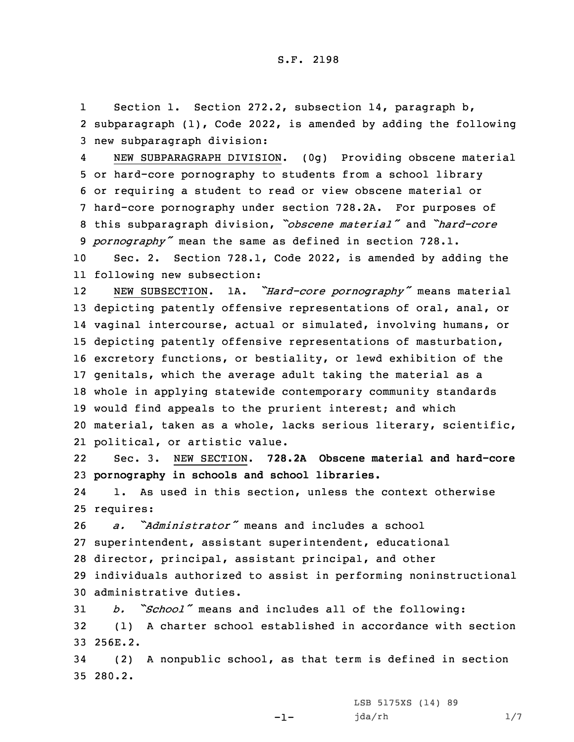Section 1. Section 272.2, subsection 14, paragraph b, subparagraph (1), Code 2022, is amended by adding the following new subparagraph division:

NEW SUBPARAGRAPH DIVISION. (0g) Providing obscene material or hard-core pornography to students from a school library or requiring a student to read or view obscene material or hard-core pornography under section 728.2A. For purposes of this subparagraph division, *"obscene material"* and *"hard-core pornography"* mean the same as defined in section 728.1.

Sec. 2. Section 728.1, Code 2022, is amended by adding the following new subsection:

NEW SUBSECTION. 1A. *"Hard-core pornography"* means material depicting patently offensive representations of oral, anal, or vaginal intercourse, actual or simulated, involving humans, or depicting patently offensive representations of masturbation, excretory functions, or bestiality, or lewd exhibition of the genitals, which the average adult taking the material as a whole in applying statewide contemporary community standards would find appeals to the prurient interest; and which material, taken as a whole, lacks serious literary, scientific, political, or artistic value.

Sec. 3. NEW SECTION. **728.2A Obscene material and hard-core pornography in schools and school libraries.**

1. As used in this section, unless the context otherwise requires:

*a. "Administrator"* means and includes a school superintendent, assistant superintendent, educational director, principal, assistant principal, and other individuals authorized to assist in performing noninstructional administrative duties.

*b. "School"* means and includes all of the following:

(1) A charter school established in accordance with section 256E.2.

(2) A nonpublic school, as that term is defined in section 280.2.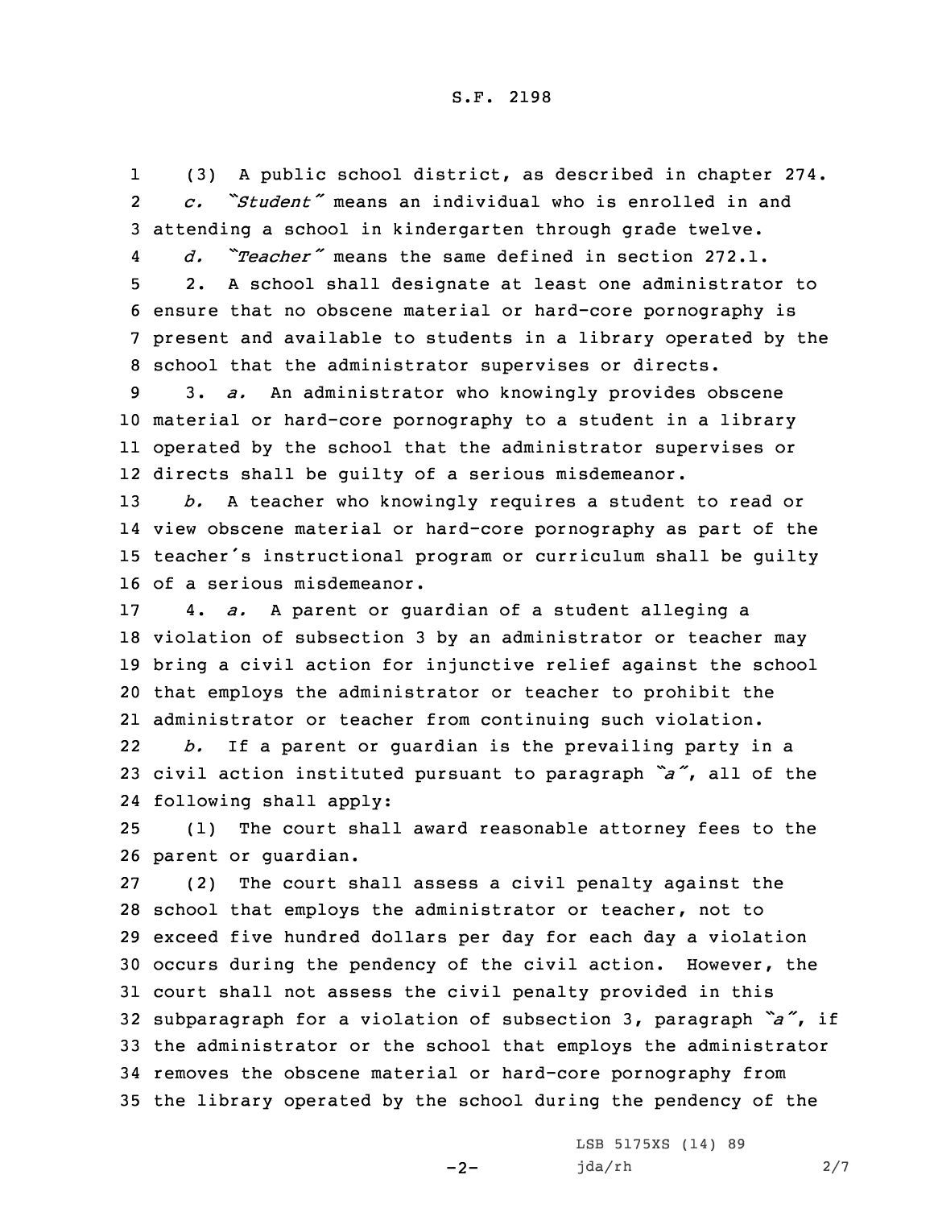(3) A public school district, as described in chapter 274.

*c.* *"Student"* means an individual who is enrolled in and attending a school in kindergarten through grade twelve.

*d.* *"Teacher"* means the same defined in section 272.1.

2. A school shall designate at least one administrator to ensure that no obscene material or hard-core pornography is present and available to students in a library operated by the school that the administrator supervises or directs.

3. *a.* An administrator who knowingly provides obscene material or hard-core pornography to a student in a library operated by the school that the administrator supervises or directs shall be guilty of a serious misdemeanor.

*b.* A teacher who knowingly requires a student to read or view obscene material or hard-core pornography as part of the teacher's instructional program or curriculum shall be guilty of a serious misdemeanor.

4. *a.* A parent or guardian of a student alleging a violation of subsection 3 by an administrator or teacher may bring a civil action for injunctive relief against the school that employs the administrator or teacher to prohibit the administrator or teacher from continuing such violation.

*b.* If a parent or guardian is the prevailing party in a civil action instituted pursuant to paragraph *"a"*, all of the following shall apply:

(1) The court shall award reasonable attorney fees to the parent or guardian.

(2) The court shall assess a civil penalty against the school that employs the administrator or teacher, not to exceed five hundred dollars per day for each day a violation occurs during the pendency of the civil action. However, the court shall not assess the civil penalty provided in this subparagraph for a violation of subsection 3, paragraph *"a"*, if the administrator or the school that employs the administrator removes the obscene material or hard-core pornography from the library operated by the school during the pendency of the

LSB 5175XS (14) 89
jda/rh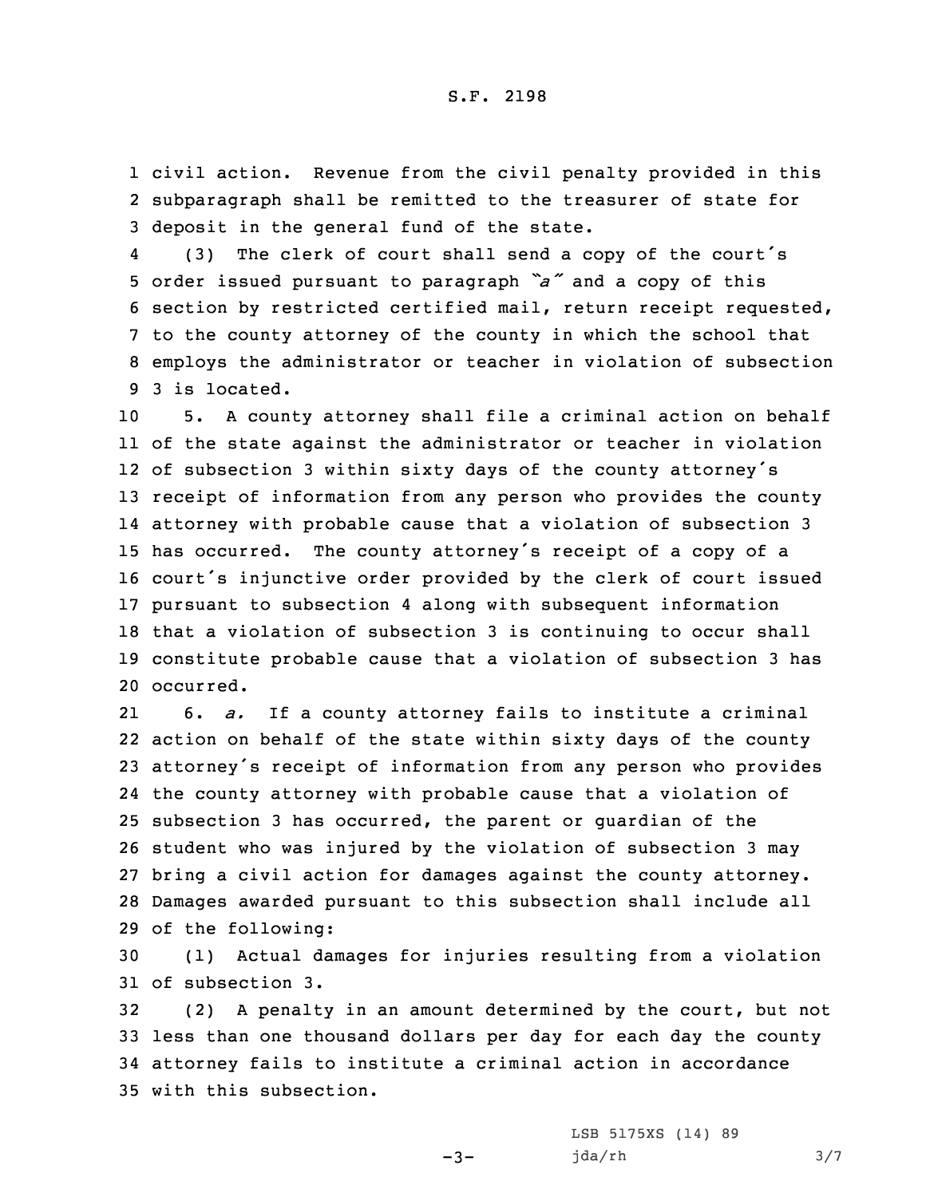civil action. Revenue from the civil penalty provided in this subparagraph shall be remitted to the treasurer of state for deposit in the general fund of the state.

(3) The clerk of court shall send a copy of the court's order issued pursuant to paragraph *"a"* and a copy of this section by restricted certified mail, return receipt requested, to the county attorney of the county in which the school that employs the administrator or teacher in violation of subsection 3 is located.

5. A county attorney shall file a criminal action on behalf of the state against the administrator or teacher in violation of subsection 3 within sixty days of the county attorney's receipt of information from any person who provides the county attorney with probable cause that a violation of subsection 3 has occurred. The county attorney's receipt of a copy of a court's injunctive order provided by the clerk of court issued pursuant to subsection 4 along with subsequent information that a violation of subsection 3 is continuing to occur shall constitute probable cause that a violation of subsection 3 has occurred.

6. *a.* If a county attorney fails to institute a criminal action on behalf of the state within sixty days of the county attorney's receipt of information from any person who provides the county attorney with probable cause that a violation of subsection 3 has occurred, the parent or guardian of the student who was injured by the violation of subsection 3 may bring a civil action for damages against the county attorney. Damages awarded pursuant to this subsection shall include all of the following:

(1) Actual damages for injuries resulting from a violation of subsection 3.

(2) A penalty in an amount determined by the court, but not less than one thousand dollars per day for each day the county attorney fails to institute a criminal action in accordance with this subsection.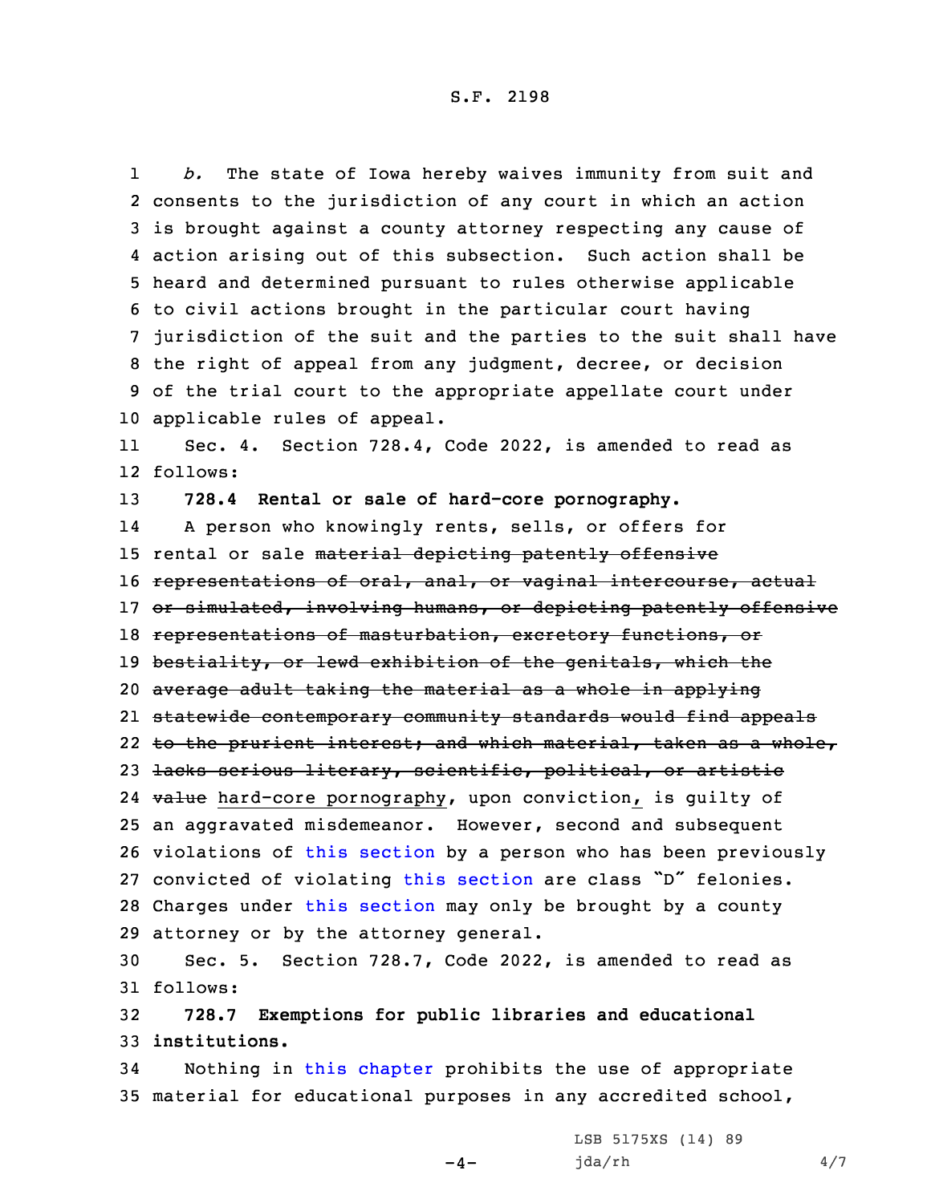*b.* The state of Iowa hereby waives immunity from suit and consents to the jurisdiction of any court in which an action is brought against a county attorney respecting any cause of action arising out of this subsection. Such action shall be heard and determined pursuant to rules otherwise applicable to civil actions brought in the particular court having jurisdiction of the suit and the parties to the suit shall have the right of appeal from any judgment, decree, or decision of the trial court to the appropriate appellate court under applicable rules of appeal.

Sec. 4. Section 728.4, Code 2022, is amended to read as follows:

**728.4 Rental or sale of hard-core pornography.**

A person who knowingly rents, sells, or offers for rental or sale ~~material depicting patently offensive representations of oral, anal, or vaginal intercourse, actual or simulated, involving humans, or depicting patently offensive representations of masturbation, excretory functions, or bestiality, or lewd exhibition of the genitals, which the average adult taking the material as a whole in applying statewide contemporary community standards would find appeals to the prurient interest; and which material, taken as a whole, lacks serious literary, scientific, political, or artistic value~~ hard-core pornography, upon conviction, is guilty of an aggravated misdemeanor. However, second and subsequent violations of this section by a person who has been previously convicted of violating this section are class "D" felonies. Charges under this section may only be brought by a county attorney or by the attorney general.

Sec. 5. Section 728.7, Code 2022, is amended to read as follows:

**728.7 Exemptions for public libraries and educational institutions.**

Nothing in this chapter prohibits the use of appropriate material for educational purposes in any accredited school,

LSB 5175XS (14) 89
jda/rh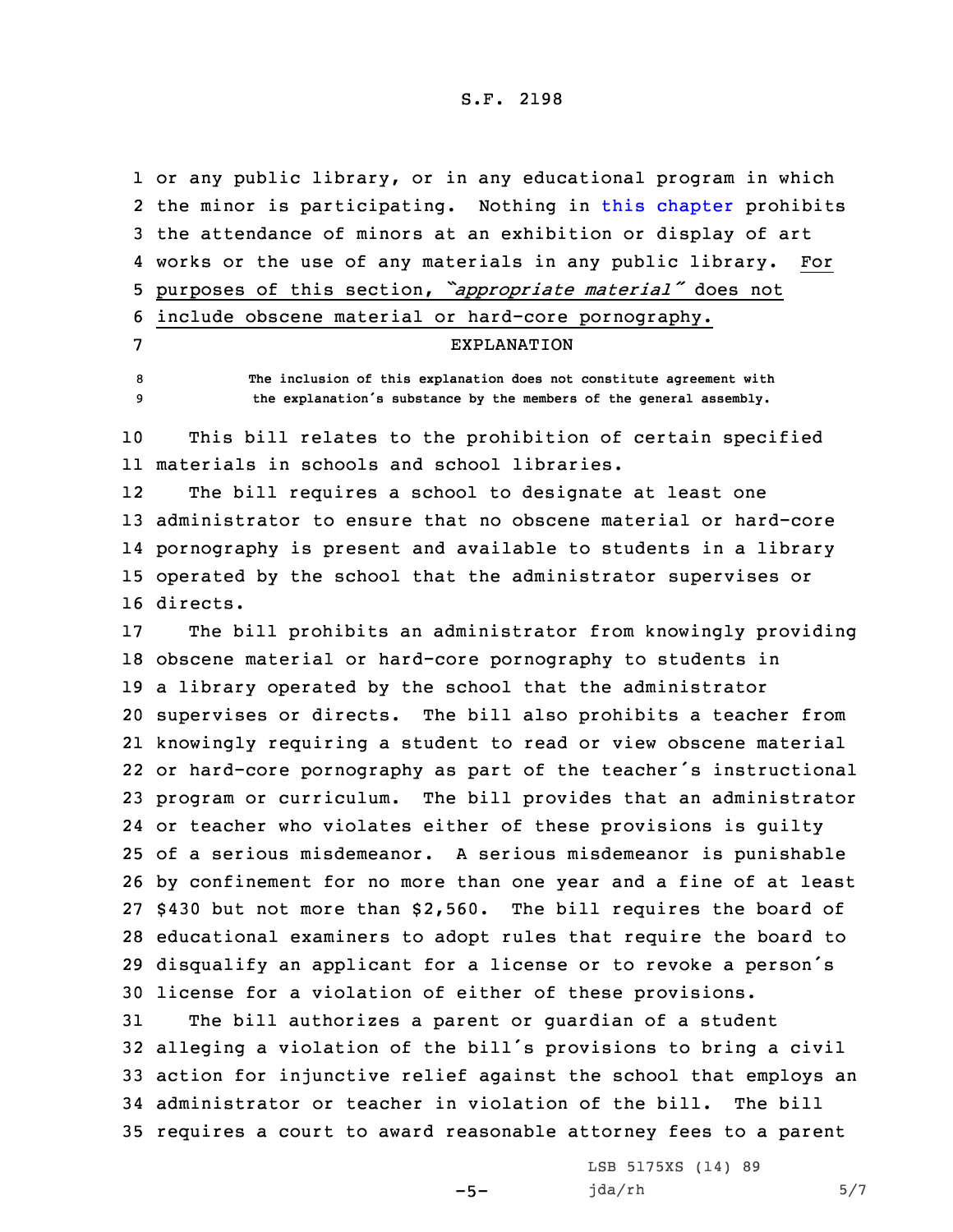or any public library, or in any educational program in which the minor is participating. Nothing in this chapter prohibits the attendance of minors at an exhibition or display of art works or the use of any materials in any public library. <u>For purposes of this section, *"appropriate material"* does not include obscene material or hard-core pornography.</u>

EXPLANATION

The inclusion of this explanation does not constitute agreement with the explanation's substance by the members of the general assembly.

This bill relates to the prohibition of certain specified materials in schools and school libraries.

The bill requires a school to designate at least one administrator to ensure that no obscene material or hard-core pornography is present and available to students in a library operated by the school that the administrator supervises or directs.

The bill prohibits an administrator from knowingly providing obscene material or hard-core pornography to students in a library operated by the school that the administrator supervises or directs. The bill also prohibits a teacher from knowingly requiring a student to read or view obscene material or hard-core pornography as part of the teacher's instructional program or curriculum. The bill provides that an administrator or teacher who violates either of these provisions is guilty of a serious misdemeanor. A serious misdemeanor is punishable by confinement for no more than one year and a fine of at least $430 but not more than $2,560. The bill requires the board of educational examiners to adopt rules that require the board to disqualify an applicant for a license or to revoke a person's license for a violation of either of these provisions.

The bill authorizes a parent or guardian of a student alleging a violation of the bill's provisions to bring a civil action for injunctive relief against the school that employs an administrator or teacher in violation of the bill. The bill requires a court to award reasonable attorney fees to a parent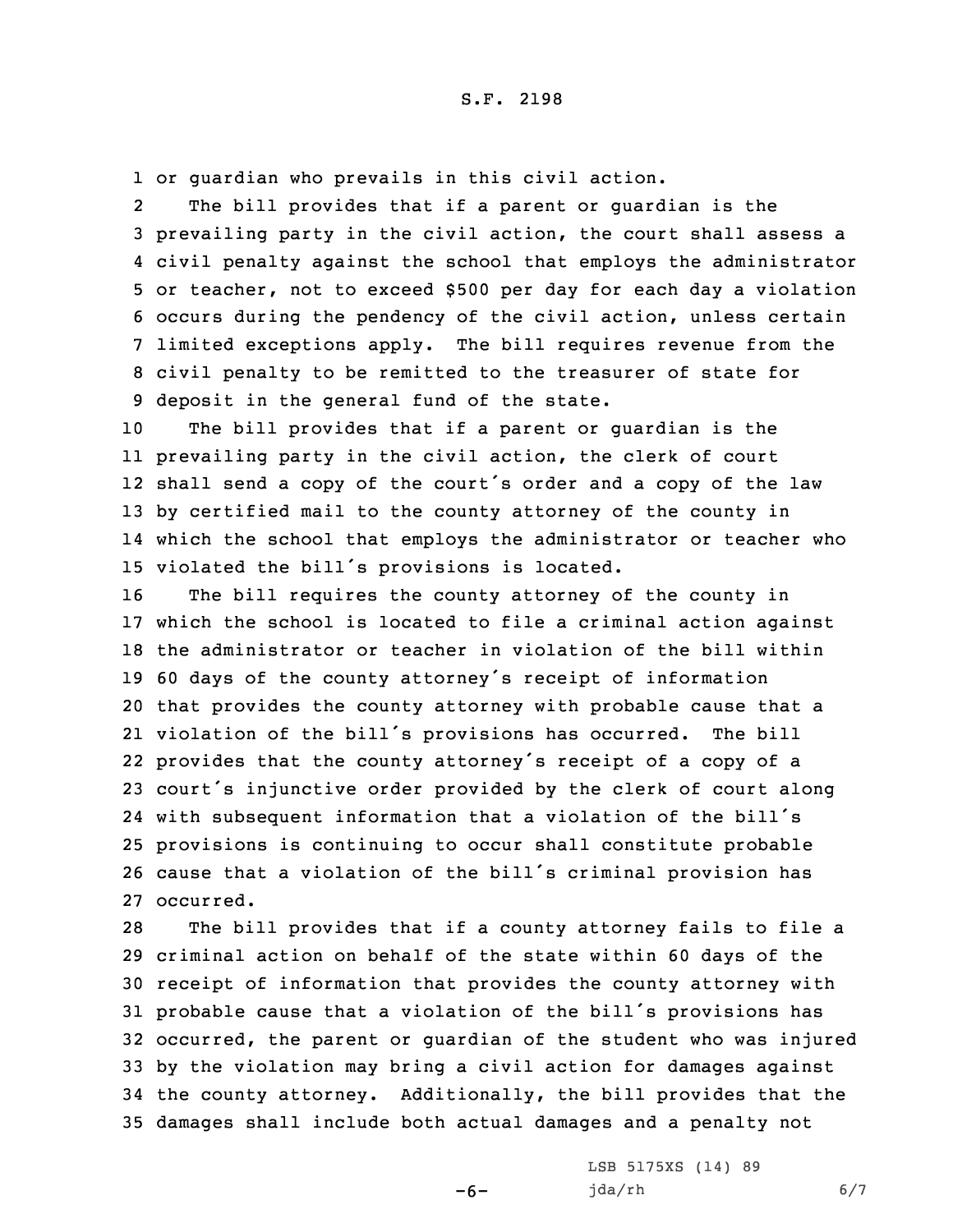or guardian who prevails in this civil action.

The bill provides that if a parent or guardian is the prevailing party in the civil action, the court shall assess a civil penalty against the school that employs the administrator or teacher, not to exceed $500 per day for each day a violation occurs during the pendency of the civil action, unless certain limited exceptions apply. The bill requires revenue from the civil penalty to be remitted to the treasurer of state for deposit in the general fund of the state.

The bill provides that if a parent or guardian is the prevailing party in the civil action, the clerk of court shall send a copy of the court's order and a copy of the law by certified mail to the county attorney of the county in which the school that employs the administrator or teacher who violated the bill's provisions is located.

The bill requires the county attorney of the county in which the school is located to file a criminal action against the administrator or teacher in violation of the bill within 60 days of the county attorney's receipt of information that provides the county attorney with probable cause that a violation of the bill's provisions has occurred. The bill provides that the county attorney's receipt of a copy of a court's injunctive order provided by the clerk of court along with subsequent information that a violation of the bill's provisions is continuing to occur shall constitute probable cause that a violation of the bill's criminal provision has occurred.

The bill provides that if a county attorney fails to file a criminal action on behalf of the state within 60 days of the receipt of information that provides the county attorney with probable cause that a violation of the bill's provisions has occurred, the parent or guardian of the student who was injured by the violation may bring a civil action for damages against the county attorney. Additionally, the bill provides that the damages shall include both actual damages and a penalty not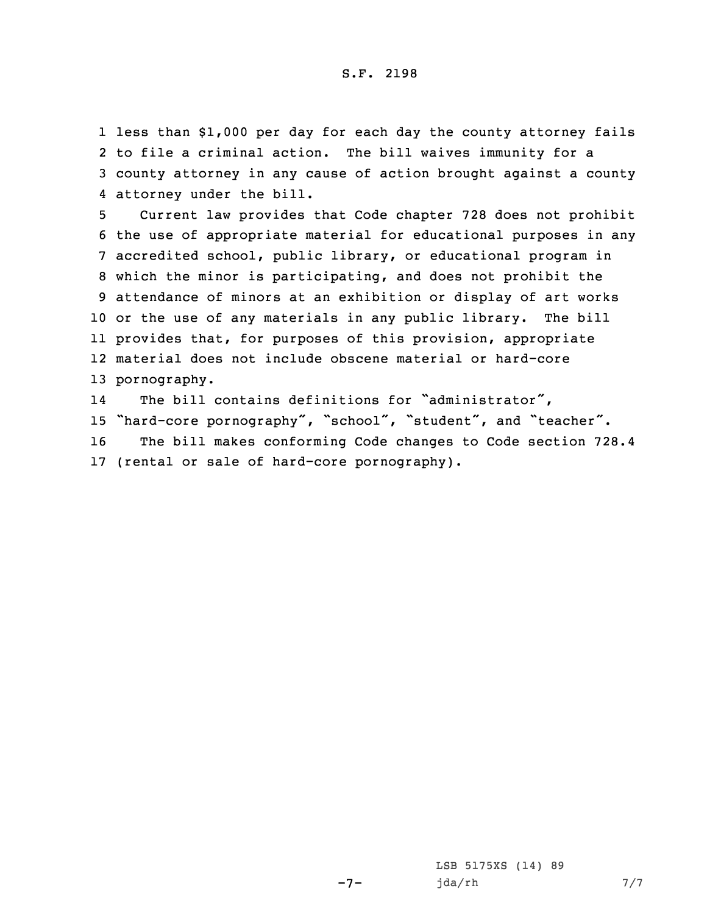less than $1,000 per day for each day the county attorney fails to file a criminal action. The bill waives immunity for a county attorney in any cause of action brought against a county attorney under the bill.

Current law provides that Code chapter 728 does not prohibit the use of appropriate material for educational purposes in any accredited school, public library, or educational program in which the minor is participating, and does not prohibit the attendance of minors at an exhibition or display of art works or the use of any materials in any public library. The bill provides that, for purposes of this provision, appropriate material does not include obscene material or hard-core pornography.

The bill contains definitions for "administrator", "hard-core pornography", "school", "student", and "teacher".

The bill makes conforming Code changes to Code section 728.4 (rental or sale of hard-core pornography).